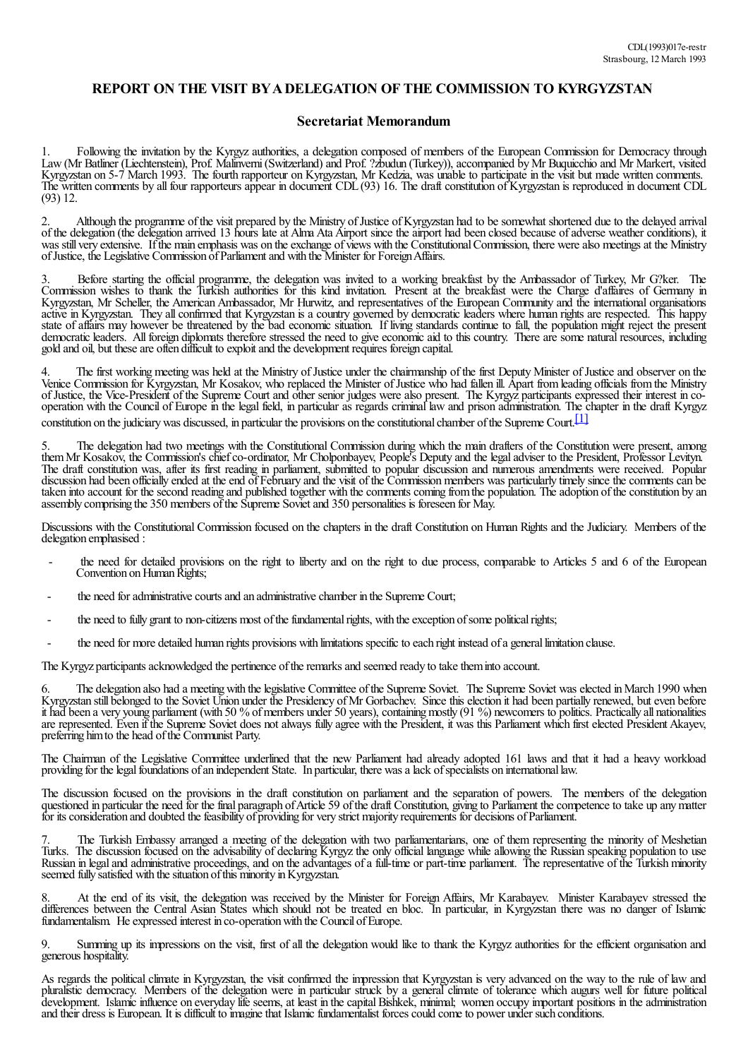CDL(1993)017e-restr
Strasbourg, 12 March 1993

## REPORT ON THE VISIT BY A DELEGATION OF THE COMMISSION TO KYRGYZSTAN

### Secretariat Memorandum

1. Following the invitation by the Kyrgyz authorities, a delegation composed of members of the European Commission for Democracy through Law (Mr Batliner (Liechtenstein), Prof. Malinverni (Switzerland) and Prof. ?zbudun (Turkey)), accompanied by Mr Buquicchio and Mr Markert, visited Kyrgyzstan on 5-7 March 1993. The fourth rapporteur on Kyrgyzstan, Mr Kedzia, was unable to participate in the visit but made written comments. The written comments by all four rapporteurs appear in document CDL (93) 16. The draft constitution of Kyrgyzstan is reproduced in document CDL (93) 12.

2. Although the programme of the visit prepared by the Ministry of Justice of Kyrgyzstan had to be somewhat shortened due to the delayed arrival of the delegation (the delegation arrived 13 hours late at Alma Ata Airport since the airport had been closed because of adverse weather conditions), it was still very extensive. If the main emphasis was on the exchange of views with the Constitutional Commission, there were also meetings at the Ministry of Justice, the Legislative Commission of Parliament and with the Minister for Foreign Affairs.

3. Before starting the official programme, the delegation was invited to a working breakfast by the Ambassador of Turkey, Mr G?ker. The Commission wishes to thank the Turkish authorities for this kind invitation. Present at the breakfast were the Charge d'affaires of Germany in Kyrgyzstan, Mr Scheller, the American Ambassador, Mr Hurwitz, and representatives of the European Community and the international organisations active in Kyrgyzstan. They all confirmed that Kyrgyzstan is a country governed by democratic leaders where human rights are respected. This happy state of affairs may however be threatened by the bad economic situation. If living standards continue to fall, the population might reject the present democratic leaders. All foreign diplomats therefore stressed the need to give economic aid to this country. There are some natural resources, including gold and oil, but these are often difficult to exploit and the development requires foreign capital.

4. The first working meeting was held at the Ministry of Justice under the chairmanship of the first Deputy Minister of Justice and observer on the Venice Commission for Kyrgyzstan, Mr Kosakov, who replaced the Minister of Justice who had fallen ill. Apart from leading officials from the Ministry of Justice, the Vice-President of the Supreme Court and other senior judges were also present. The Kyrgyz participants expressed their interest in co-operation with the Council of Europe in the legal field, in particular as regards criminal law and prison administration. The chapter in the draft Kyrgyz constitution on the judiciary was discussed, in particular the provisions on the constitutional chamber of the Supreme Court.[1]

5. The delegation had two meetings with the Constitutional Commission during which the main drafters of the Constitution were present, among them Mr Kosakov, the Commission's chief co-ordinator, Mr Cholponbayev, People's Deputy and the legal adviser to the President, Professor Levityn. The draft constitution was, after its first reading in parliament, submitted to popular discussion and numerous amendments were received. Popular discussion had been officially ended at the end of February and the visit of the Commission members was particularly timely since the comments can be taken into account for the second reading and published together with the comments coming from the population. The adoption of the constitution by an assembly comprising the 350 members of the Supreme Soviet and 350 personalities is foreseen for May.

Discussions with the Constitutional Commission focused on the chapters in the draft Constitution on Human Rights and the Judiciary. Members of the delegation emphasised :

- the need for detailed provisions on the right to liberty and on the right to due process, comparable to Articles 5 and 6 of the European Convention on Human Rights;
- the need for administrative courts and an administrative chamber in the Supreme Court;
- the need to fully grant to non-citizens most of the fundamental rights, with the exception of some political rights;
- the need for more detailed human rights provisions with limitations specific to each right instead of a general limitation clause.

The Kyrgyz participants acknowledged the pertinence of the remarks and seemed ready to take them into account.

6. The delegation also had a meeting with the legislative Committee of the Supreme Soviet. The Supreme Soviet was elected in March 1990 when Kyrgyzstan still belonged to the Soviet Union under the Presidency of Mr Gorbachev. Since this election it had been partially renewed, but even before it had been a very young parliament (with 50 % of members under 50 years), containing mostly (91 %) newcomers to politics. Practically all nationalities are represented. Even if the Supreme Soviet does not always fully agree with the President, it was this Parliament which first elected President Akayev, preferring him to the head of the Communist Party.

The Chairman of the Legislative Committee underlined that the new Parliament had already adopted 161 laws and that it had a heavy workload providing for the legal foundations of an independent State. In particular, there was a lack of specialists on international law.

The discussion focused on the provisions in the draft constitution on parliament and the separation of powers. The members of the delegation questioned in particular the need for the final paragraph of Article 59 of the draft Constitution, giving to Parliament the competence to take up any matter for its consideration and doubted the feasibility of providing for very strict majority requirements for decisions of Parliament.

7. The Turkish Embassy arranged a meeting of the delegation with two parliamentarians, one of them representing the minority of Meshetian Turks. The discussion focused on the advisability of declaring Kyrgyz the only official language while allowing the Russian speaking population to use Russian in legal and administrative proceedings, and on the advantages of a full-time or part-time parliament. The representative of the Turkish minority seemed fully satisfied with the situation of this minority in Kyrgyzstan.

8. At the end of its visit, the delegation was received by the Minister for Foreign Affairs, Mr Karabayev. Minister Karabayev stressed the differences between the Central Asian States which should not be treated en bloc. In particular, in Kyrgyzstan there was no danger of Islamic fundamentalism. He expressed interest in co-operation with the Council of Europe.

9. Summing up its impressions on the visit, first of all the delegation would like to thank the Kyrgyz authorities for the efficient organisation and generous hospitality.

As regards the political climate in Kyrgyzstan, the visit confirmed the impression that Kyrgyzstan is very advanced on the way to the rule of law and pluralistic democracy. Members of the delegation were in particular struck by a general climate of tolerance which augurs well for future political development. Islamic influence on everyday life seems, at least in the capital Bishkek, minimal; women occupy important positions in the administration and their dress is European. It is difficult to imagine that Islamic fundamentalist forces could come to power under such conditions.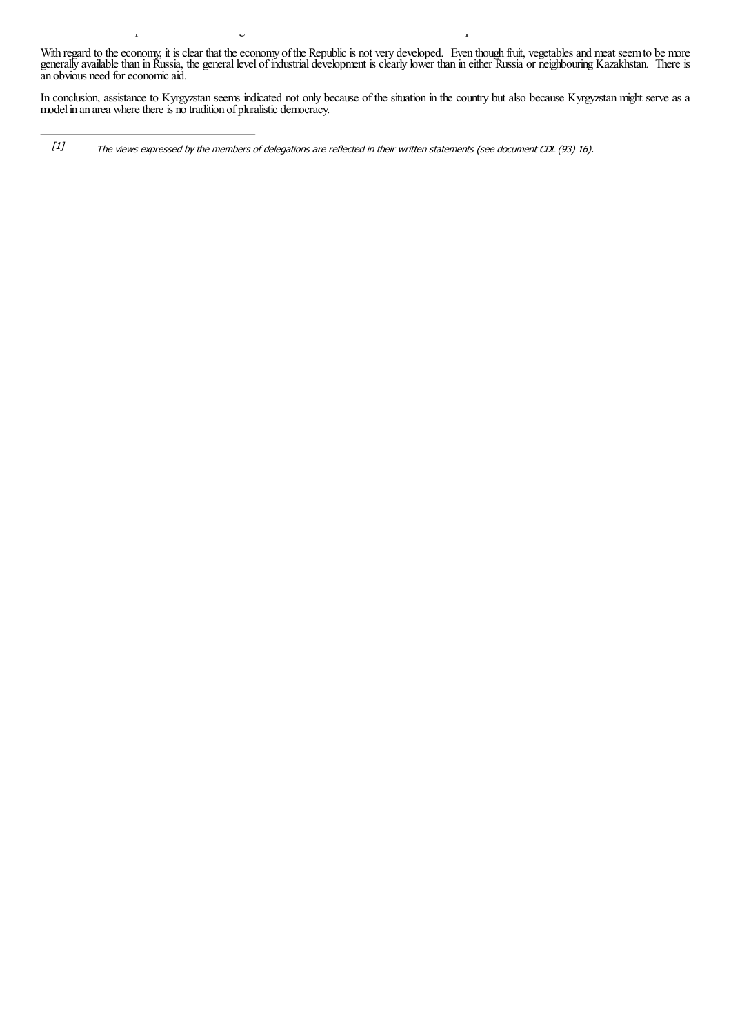With regard to the economy, it is clear that the economy of the Republic is not very developed. Even though fruit, vegetables and meat seem to be more generally available than in Russia, the general level of industrial development is clearly lower than in either Russia or neighbouring Kazakhstan. There is an obvious need for economic aid.

In conclusion, assistance to Kyrgyzstan seems indicated not only because of the situation in the country but also because Kyrgyzstan might serve as a model in an area where there is no tradition of pluralistic democracy.

---

[1] *The views expressed by the members of delegations are reflected in their written statements (see document CDL (93) 16).*